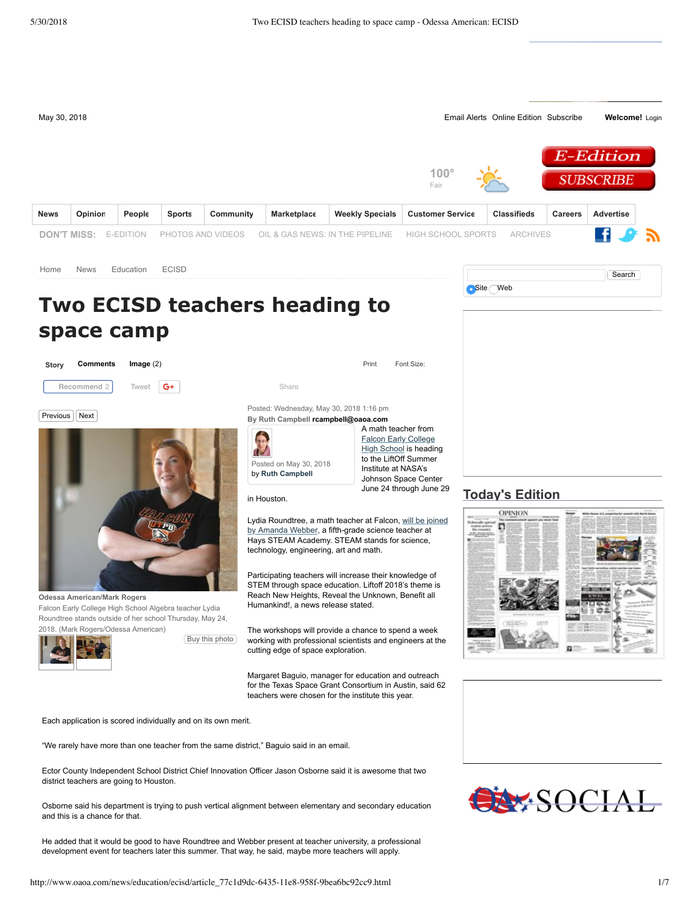# Two ECISD teachers heading to space camp

Posted: Wednesday, May 30, 2018 1:16 pm

By Ruth Campbell rcampbell@oaoa.com

Odessa American/Mark Rogers

Falcon Early College High School Algebra teacher Lydia Roundtree stands outside of her school Thursday, May 24, 2018. (Mark Rogers/Odessa American)

A math teacher from Falcon Early College High School is heading to the LiftOff Summer Institute at NASA's Johnson Space Center June 24 through June 29 in Houston.

Lydia Roundtree, a math teacher at Falcon, will be joined by Amanda Webber, a fifth-grade science teacher at Hays STEAM Academy. STEAM stands for science, technology, engineering, art and math.

Participating teachers will increase their knowledge of STEM through space education. Liftoff 2018's theme is Reach New Heights, Reveal the Unknown, Benefit all Humankind!, a news release stated.

The workshops will provide a chance to spend a week working with professional scientists and engineers at the cutting edge of space exploration.

Margaret Baguio, manager for education and outreach for the Texas Space Grant Consortium in Austin, said 62 teachers were chosen for the institute this year.

Each application is scored individually and on its own merit.

"We rarely have more than one teacher from the same district," Baguio said in an email.

Ector County Independent School District Chief Innovation Officer Jason Osborne said it is awesome that two district teachers are going to Houston.

Osborne said his department is trying to push vertical alignment between elementary and secondary education and this is a chance for that.

He added that it would be good to have Roundtree and Webber present at teacher university, a professional development event for teachers later this summer. That way, he said, maybe more teachers will apply.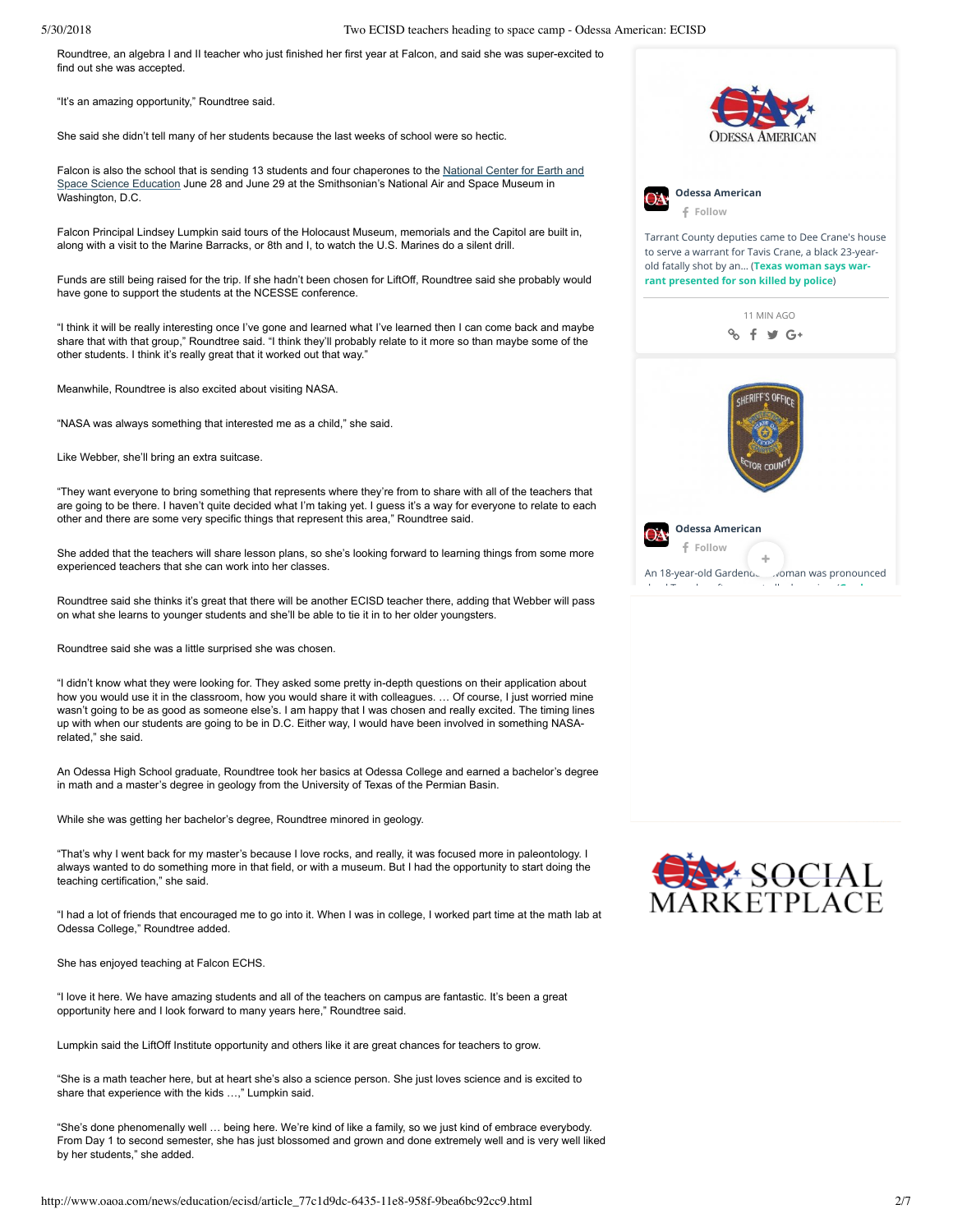Roundtree, an algebra I and II teacher who just finished her first year at Falcon, and said she was super-excited to find out she was accepted.

"It's an amazing opportunity," Roundtree said.

She said she didn't tell many of her students because the last weeks of school were so hectic.

Falcon is also the school that is sending 13 students and four chaperones to the National Center for Earth and Space Science Education June 28 and June 29 at the Smithsonian's National Air and Space Museum in Washington, D.C.

Falcon Principal Lindsey Lumpkin said tours of the Holocaust Museum, memorials and the Capitol are built in, along with a visit to the Marine Barracks, or 8th and I, to watch the U.S. Marines do a silent drill.

Funds are still being raised for the trip. If she hadn't been chosen for LiftOff, Roundtree said she probably would have gone to support the students at the NCESSE conference.

"I think it will be really interesting once I've gone and learned what I've learned then I can come back and maybe share that with that group," Roundtree said. "I think they'll probably relate to it more so than maybe some of the other students. I think it's really great that it worked out that way."

Meanwhile, Roundtree is also excited about visiting NASA.

"NASA was always something that interested me as a child," she said.

Like Webber, she'll bring an extra suitcase.

"They want everyone to bring something that represents where they're from to share with all of the teachers that are going to be there. I haven't quite decided what I'm taking yet. I guess it's a way for everyone to relate to each other and there are some very specific things that represent this area," Roundtree said.

She added that the teachers will share lesson plans, so she's looking forward to learning things from some more experienced teachers that she can work into her classes.

Roundtree said she thinks it's great that there will be another ECISD teacher there, adding that Webber will pass on what she learns to younger students and she'll be able to tie it in to her older youngsters.

Roundtree said she was a little surprised she was chosen.

"I didn't know what they were looking for. They asked some pretty in-depth questions on their application about how you would use it in the classroom, how you would share it with colleagues. … Of course, I just worried mine wasn't going to be as good as someone else's. I am happy that I was chosen and really excited. The timing lines up with when our students are going to be in D.C. Either way, I would have been involved in something NASA-related," she said.

An Odessa High School graduate, Roundtree took her basics at Odessa College and earned a bachelor's degree in math and a master's degree in geology from the University of Texas of the Permian Basin.

While she was getting her bachelor's degree, Roundtree minored in geology.

"That's why I went back for my master's because I love rocks, and really, it was focused more in paleontology. I always wanted to do something more in that field, or with a museum. But I had the opportunity to start doing the teaching certification," she said.

"I had a lot of friends that encouraged me to go into it. When I was in college, I worked part time at the math lab at Odessa College," Roundtree added.

She has enjoyed teaching at Falcon ECHS.

"I love it here. We have amazing students and all of the teachers on campus are fantastic. It's been a great opportunity here and I look forward to many years here," Roundtree said.

Lumpkin said the LiftOff Institute opportunity and others like it are great chances for teachers to grow.

"She is a math teacher here, but at heart she's also a science person. She just loves science and is excited to share that experience with the kids …," Lumpkin said.

"She's done phenomenally well … being here. We're kind of like a family, so we just kind of embrace everybody. From Day 1 to second semester, she has just blossomed and grown and done extremely well and is very well liked by her students," she added.